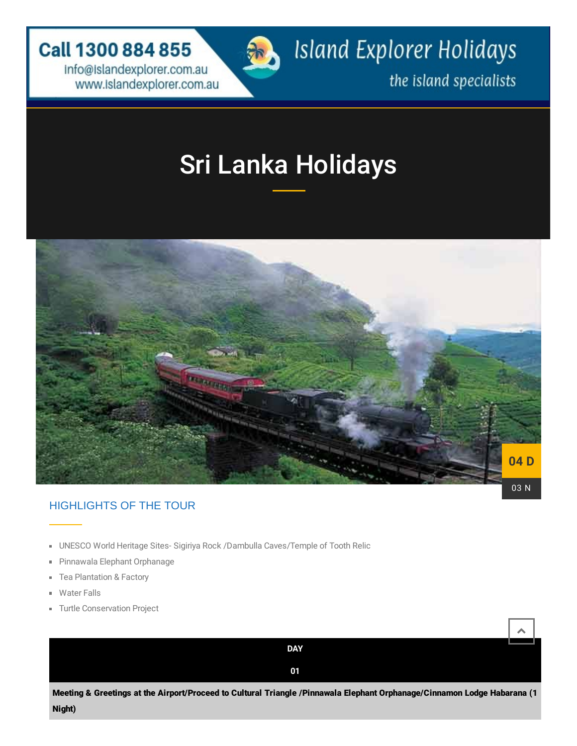Call 1300 884 855
info@islandexplorer.com.au
www.islandexplorer.com.au

Island Explorer Holidays
the island specialists

# Sri Lanka Holidays

04 D

03 N

## HIGHLIGHTS OF THE TOUR

- UNESCO World Heritage Sites- Sigiriya Rock /Dambulla Caves/Temple of Tooth Relic
- Pinnawala Elephant Orphanage
- Tea Plantation & Factory
- Water Falls
- Turtle Conservation Project

**DAY**

**01**

**Meeting & Greetings at the Airport/Proceed to Cultural Triangle /Pinnawala Elephant Orphanage/Cinnamon Lodge Habarana (1 Night)**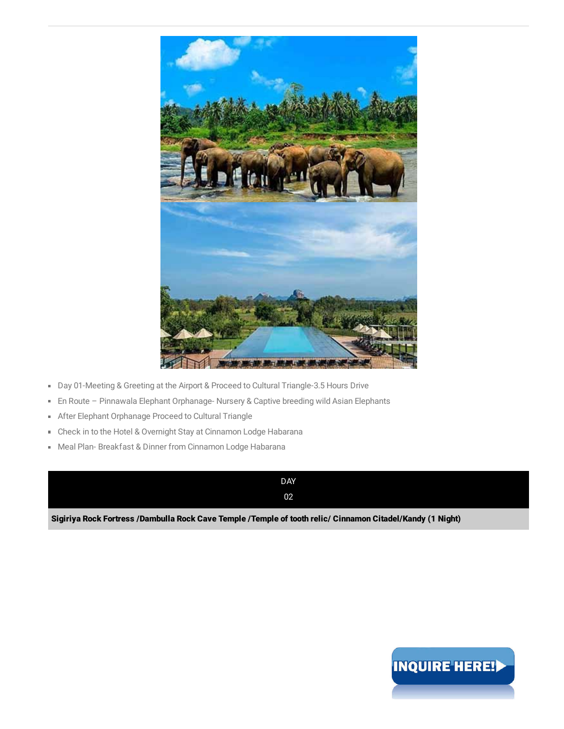- Day 01-Meeting & Greeting at the Airport & Proceed to Cultural Triangle-3.5 Hours Drive
- En Route – Pinnawala Elephant Orphanage- Nursery & Captive breeding wild Asian Elephants
- After Elephant Orphanage Proceed to Cultural Triangle
- Check in to the Hotel & Overnight Stay at Cinnamon Lodge Habarana
- Meal Plan- Breakfast & Dinner from Cinnamon Lodge Habarana

DAY

02

**Sigiriya Rock Fortress /Dambulla Rock Cave Temple /Temple of tooth relic/ Cinnamon Citadel/Kandy (1 Night)**

INQUIRE HERE!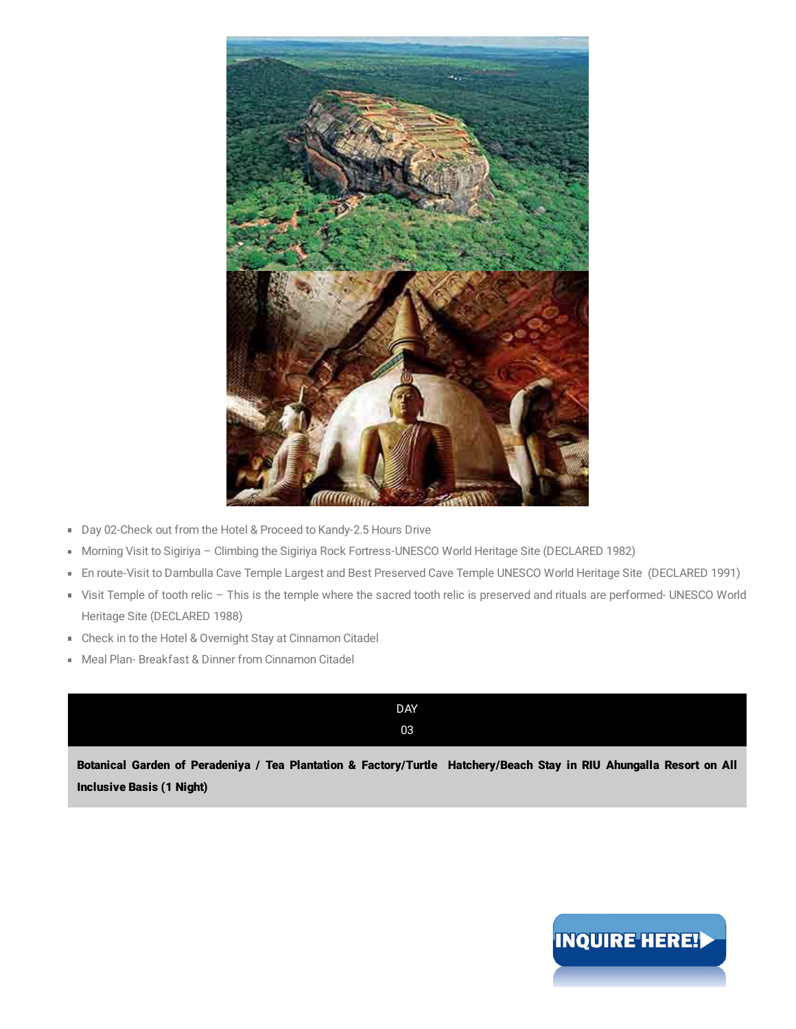- Day 02-Check out from the Hotel & Proceed to Kandy-2.5 Hours Drive
- Morning Visit to Sigiriya – Climbing the Sigiriya Rock Fortress-UNESCO World Heritage Site (DECLARED 1982)
- En route-Visit to Dambulla Cave Temple Largest and Best Preserved Cave Temple UNESCO World Heritage Site (DECLARED 1991)
- Visit Temple of tooth relic – This is the temple where the sacred tooth relic is preserved and rituals are performed- UNESCO World Heritage Site (DECLARED 1988)
- Check in to the Hotel & Overnight Stay at Cinnamon Citadel
- Meal Plan- Breakfast & Dinner from Cinnamon Citadel

## DAY 03

**Botanical Garden of Peradeniya / Tea Plantation & Factory/Turtle Hatchery/Beach Stay in RIU Ahungalla Resort on All Inclusive Basis (1 Night)**

INQUIRE HERE!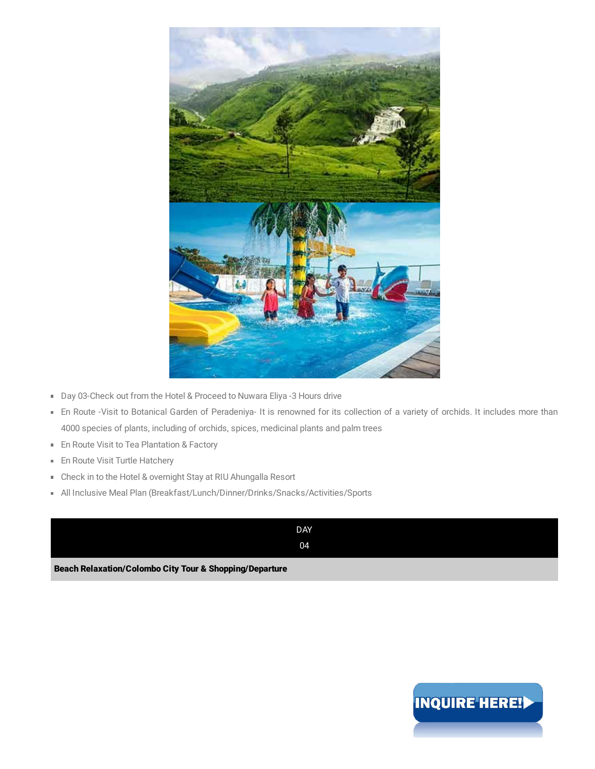- Day 03-Check out from the Hotel & Proceed to Nuwara Eliya -3 Hours drive
- En Route -Visit to Botanical Garden of Peradeniya- It is renowned for its collection of a variety of orchids. It includes more than 4000 species of plants, including of orchids, spices, medicinal plants and palm trees
- En Route Visit to Tea Plantation & Factory
- En Route Visit Turtle Hatchery
- Check in to the Hotel & overnight Stay at RIU Ahungalla Resort
- All Inclusive Meal Plan (Breakfast/Lunch/Dinner/Drinks/Snacks/Activities/Sports

DAY
04

**Beach Relaxation/Colombo City Tour & Shopping/Departure**

INQUIRE HERE!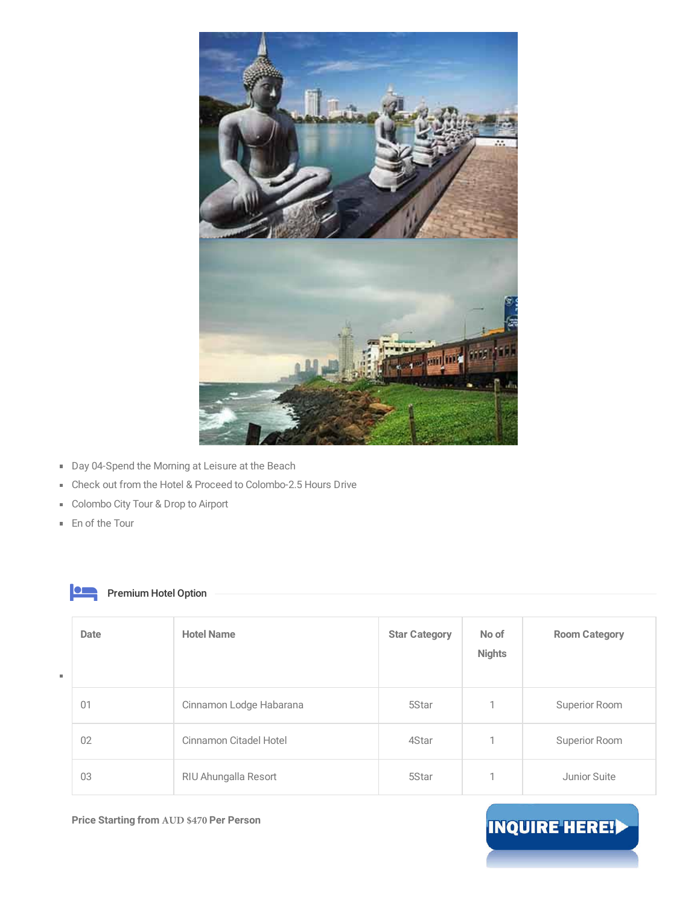- Day 04-Spend the Morning at Leisure at the Beach
- Check out from the Hotel & Proceed to Colombo-2.5 Hours Drive
- Colombo City Tour & Drop to Airport
- En of the Tour

### Premium Hotel Option

| Date | Hotel Name | Star Category | No of Nights | Room Category |
| --- | --- | --- | --- | --- |
| 01 | Cinnamon Lodge Habarana | 5Star | 1 | Superior Room |
| 02 | Cinnamon Citadel Hotel | 4Star | 1 | Superior Room |
| 03 | RIU Ahungalla Resort | 5Star | 1 | Junior Suite |

**Price Starting from AUD $470 Per Person**

INQUIRE HERE!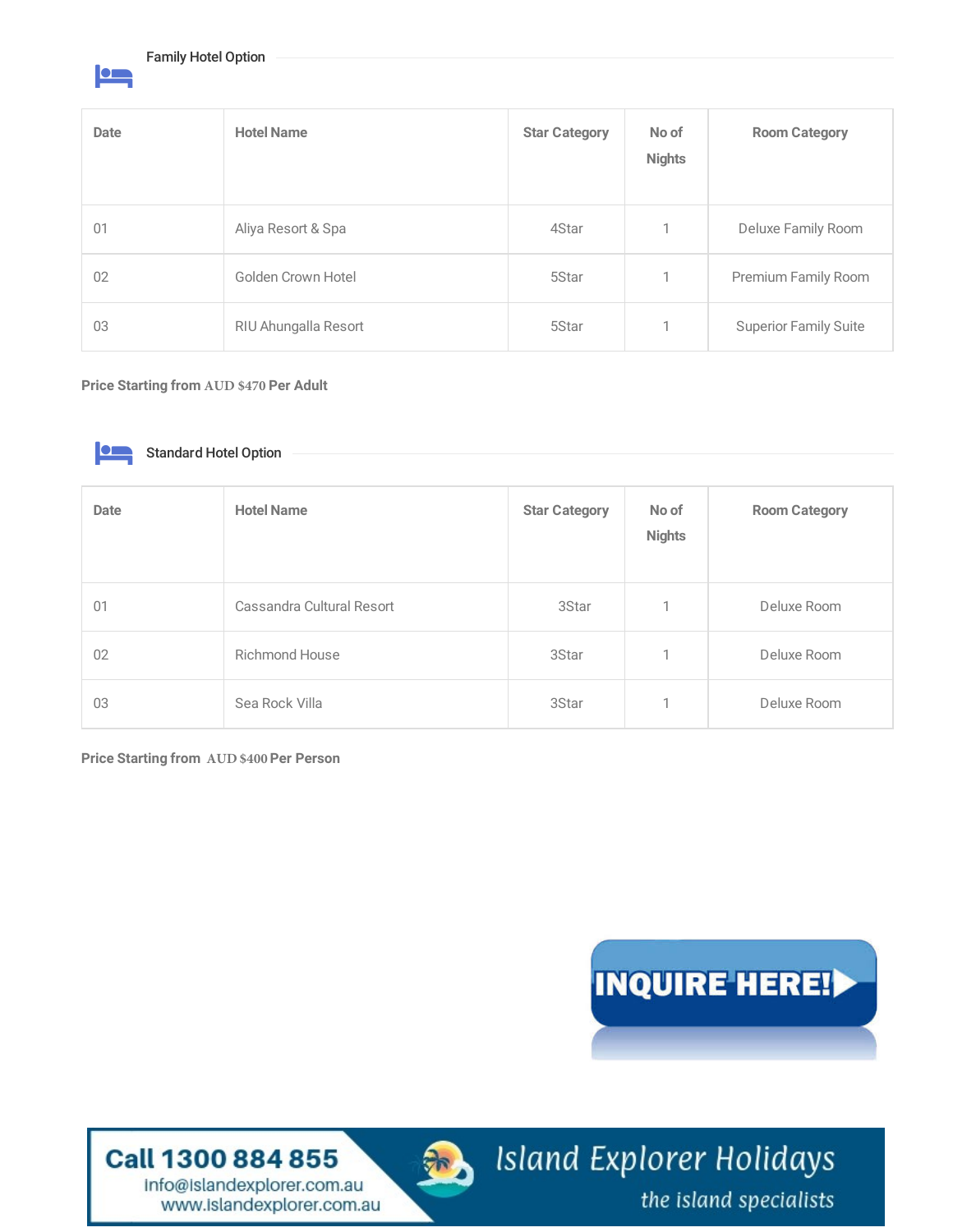### Family Hotel Option

| Date | Hotel Name | Star Category | No of Nights | Room Category |
|---|---|---|---|---|
| 01 | Aliya Resort & Spa | 4Star | 1 | Deluxe Family Room |
| 02 | Golden Crown Hotel | 5Star | 1 | Premium Family Room |
| 03 | RIU Ahungalla Resort | 5Star | 1 | Superior Family Suite |

**Price Starting from AUD $470 Per Adult**

### Standard Hotel Option

| Date | Hotel Name | Star Category | No of Nights | Room Category |
|---|---|---|---|---|
| 01 | Cassandra Cultural Resort | 3Star | 1 | Deluxe Room |
| 02 | Richmond House | 3Star | 1 | Deluxe Room |
| 03 | Sea Rock Villa | 3Star | 1 | Deluxe Room |

**Price Starting from AUD $400 Per Person**

INQUIRE HERE!

Call 1300 884 855
info@islandexplorer.com.au
www.islandexplorer.com.au

Island Explorer Holidays
the island specialists